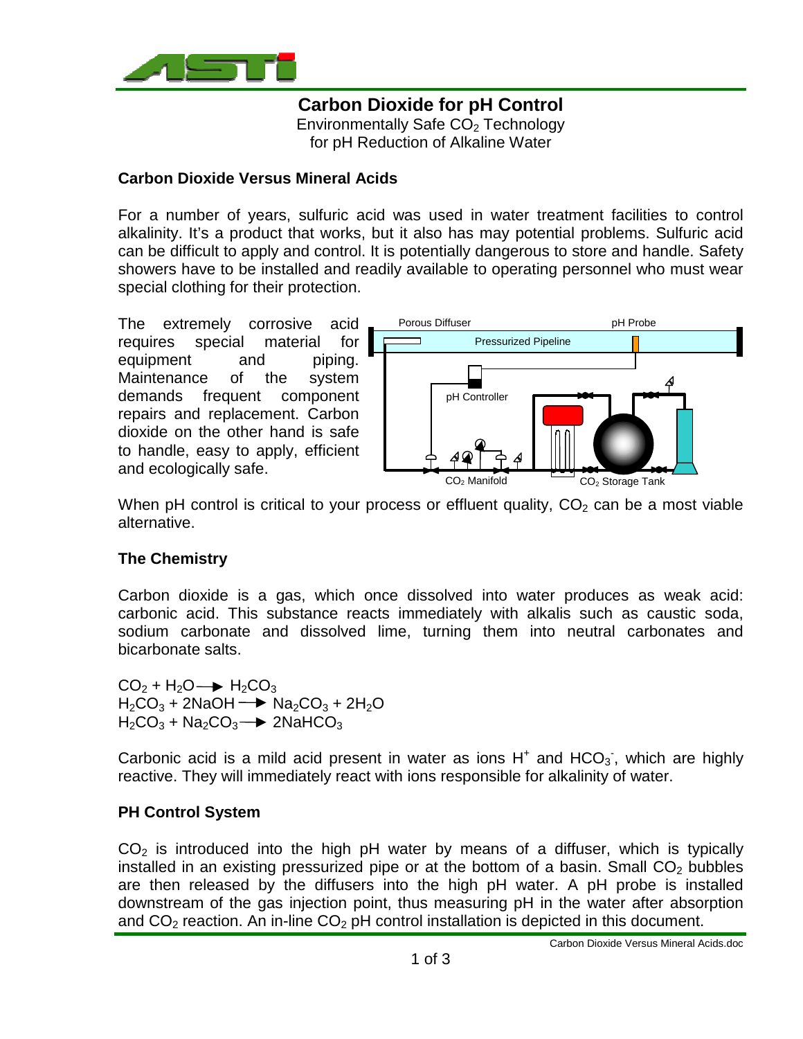# Carbon Dioxide for pH Control

Environmentally Safe $CO_2$ Technology
for pH Reduction of Alkaline Water

## Carbon Dioxide Versus Mineral Acids

For a number of years, sulfuric acid was used in water treatment facilities to control alkalinity. It's a product that works, but it also has may potential problems. Sulfuric acid can be difficult to apply and control. It is potentially dangerous to store and handle. Safety showers have to be installed and readily available to operating personnel who must wear special clothing for their protection.

The extremely corrosive acid requires special material for equipment and piping. Maintenance of the system demands frequent component repairs and replacement. Carbon dioxide on the other hand is safe to handle, easy to apply, efficient and ecologically safe.

Porous Diffuser
pH Probe
Pressurized Pipeline
pH Controller
$CO_2$ Manifold
$CO_2$ Storage Tank

When pH control is critical to your process or effluent quality, $CO_2$ can be a most viable alternative.

## The Chemistry

Carbon dioxide is a gas, which once dissolved into water produces as weak acid: carbonic acid. This substance reacts immediately with alkalis such as caustic soda, sodium carbonate and dissolved lime, turning them into neutral carbonates and bicarbonate salts.

$$CO_2 + H_2O \rightarrow H_2CO_3$$
$$H_2CO_3 + 2NaOH \rightarrow Na_2CO_3 + 2H_2O$$
$$H_2CO_3 + Na_2CO_3 \rightarrow 2NaHCO_3$$

Carbonic acid is a mild acid present in water as ions $H^+$ and $HCO_3^-$, which are highly reactive. They will immediately react with ions responsible for alkalinity of water.

## PH Control System

$CO_2$ is introduced into the high pH water by means of a diffuser, which is typically installed in an existing pressurized pipe or at the bottom of a basin. Small $CO_2$ bubbles are then released by the diffusers into the high pH water. A pH probe is installed downstream of the gas injection point, thus measuring pH in the water after absorption and $CO_2$ reaction. An in-line $CO_2$ pH control installation is depicted in this document.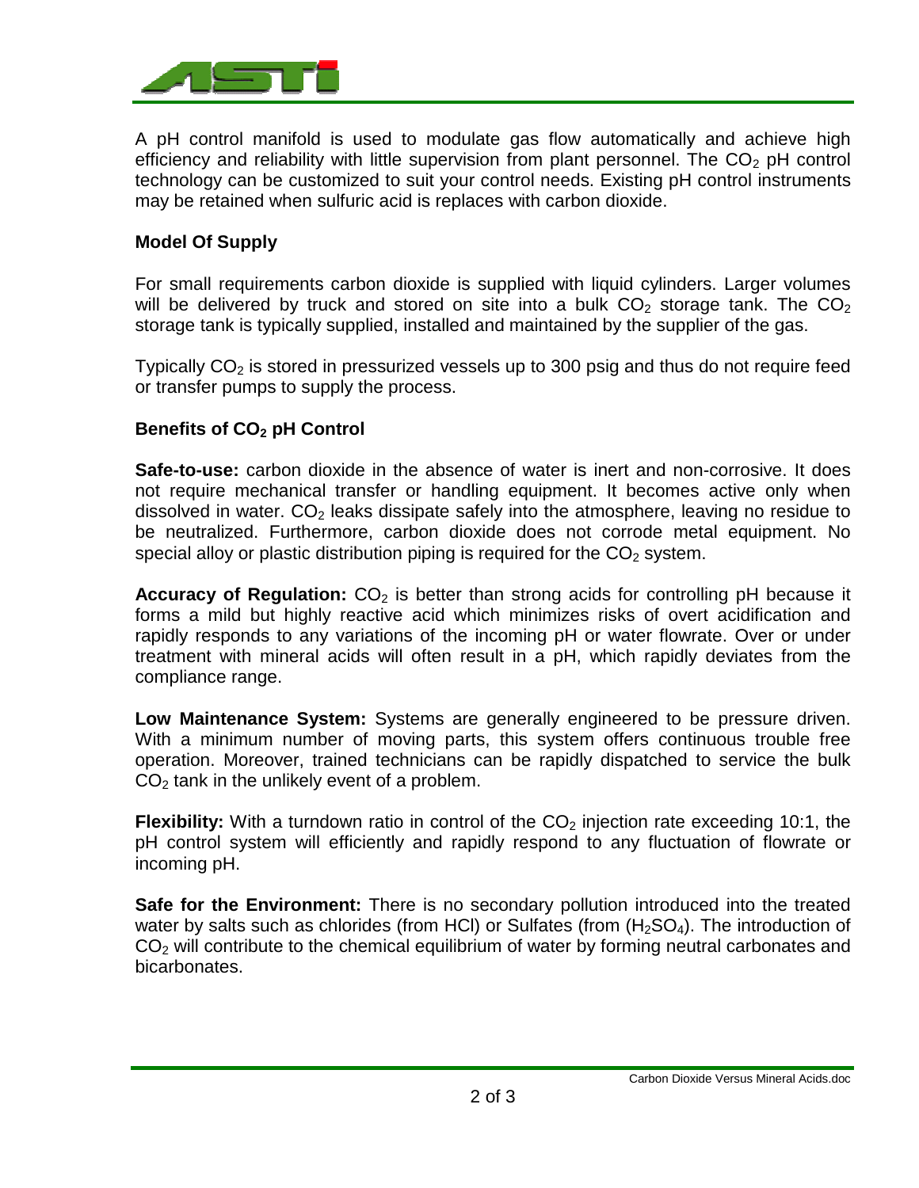A pH control manifold is used to modulate gas flow automatically and achieve high efficiency and reliability with little supervision from plant personnel. The $CO_2$ pH control technology can be customized to suit your control needs. Existing pH control instruments may be retained when sulfuric acid is replaces with carbon dioxide.

### Model Of Supply

For small requirements carbon dioxide is supplied with liquid cylinders. Larger volumes will be delivered by truck and stored on site into a bulk $CO_2$ storage tank. The $CO_2$ storage tank is typically supplied, installed and maintained by the supplier of the gas.

Typically $CO_2$ is stored in pressurized vessels up to 300 psig and thus do not require feed or transfer pumps to supply the process.

### Benefits of $CO_2$ pH Control

**Safe-to-use:** carbon dioxide in the absence of water is inert and non-corrosive. It does not require mechanical transfer or handling equipment. It becomes active only when dissolved in water. $CO_2$ leaks dissipate safely into the atmosphere, leaving no residue to be neutralized. Furthermore, carbon dioxide does not corrode metal equipment. No special alloy or plastic distribution piping is required for the $CO_2$ system.

**Accuracy of Regulation:** $CO_2$ is better than strong acids for controlling pH because it forms a mild but highly reactive acid which minimizes risks of overt acidification and rapidly responds to any variations of the incoming pH or water flowrate. Over or under treatment with mineral acids will often result in a pH, which rapidly deviates from the compliance range.

**Low Maintenance System:** Systems are generally engineered to be pressure driven. With a minimum number of moving parts, this system offers continuous trouble free operation. Moreover, trained technicians can be rapidly dispatched to service the bulk $CO_2$ tank in the unlikely event of a problem.

**Flexibility:** With a turndown ratio in control of the $CO_2$ injection rate exceeding 10:1, the pH control system will efficiently and rapidly respond to any fluctuation of flowrate or incoming pH.

**Safe for the Environment:** There is no secondary pollution introduced into the treated water by salts such as chlorides (from HCl) or Sulfates (from ($H_2SO_4$). The introduction of $CO_2$ will contribute to the chemical equilibrium of water by forming neutral carbonates and bicarbonates.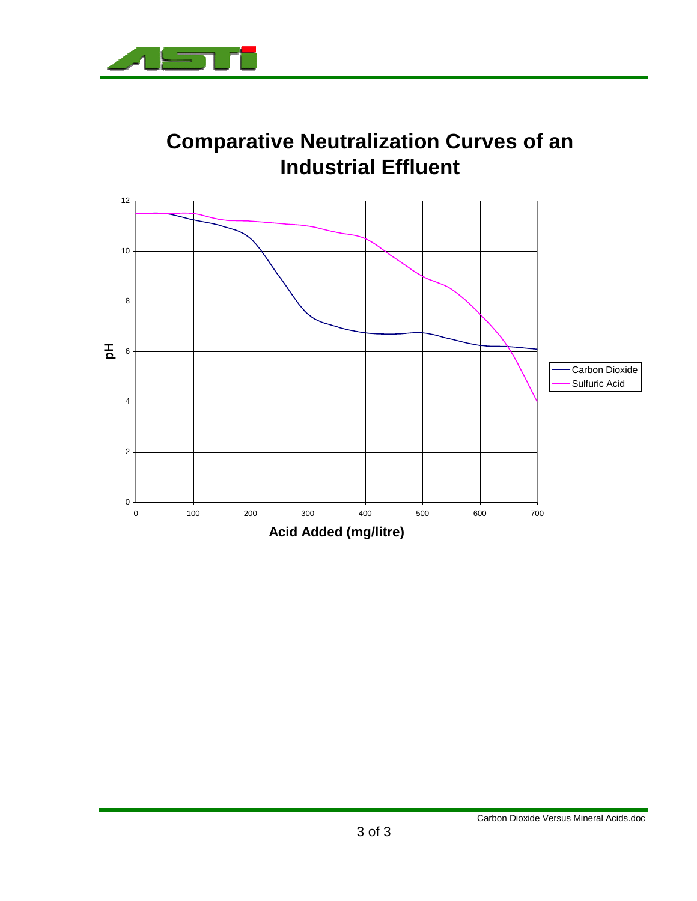# Comparative Neutralization Curves of an Industrial Effluent

12
10
8
6
4
2
0

pH

0 100 200 300 400 500 600 700

Acid Added (mg/litre)

Carbon Dioxide
Sulfuric Acid

Carbon Dioxide Versus Mineral Acids.doc